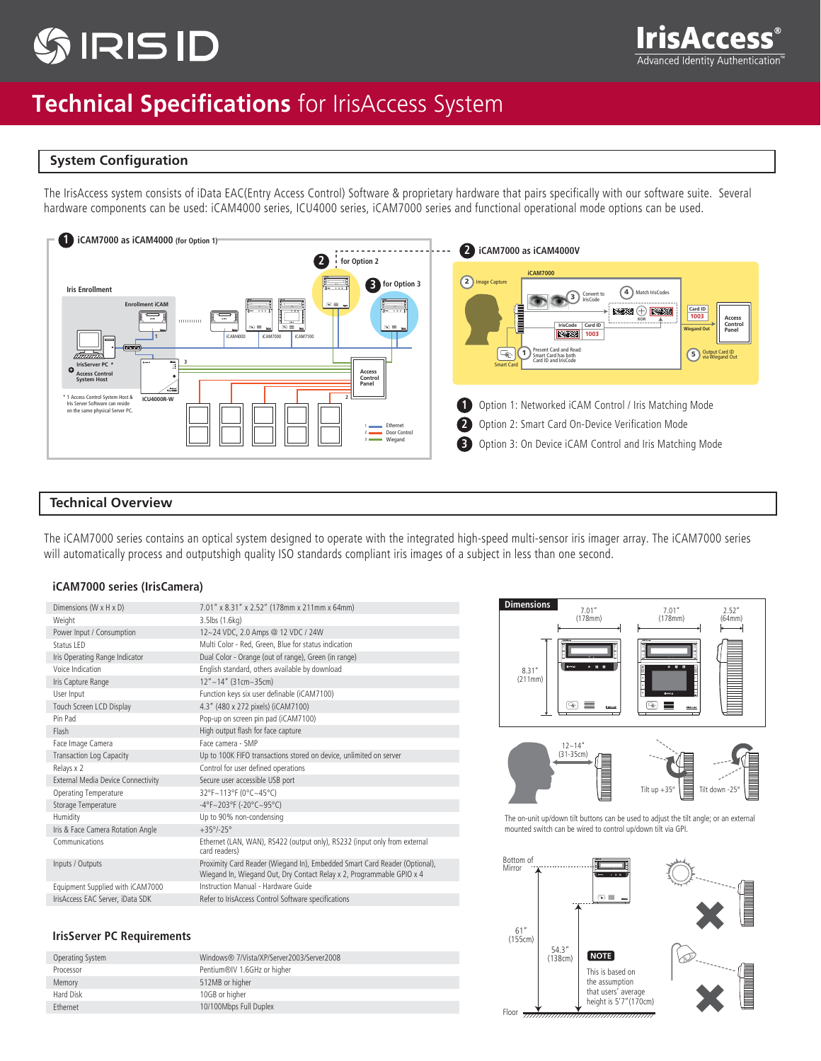# Technical Specifications for IrisAccess System

## System Configuration

The IrisAccess system consists of iData EAC(Entry Access Control) Software & proprietary hardware that pairs specifically with our software suite. Several hardware components can be used: iCAM4000 series, ICU4000 series, iCAM7000 series and functional operational mode options can be used.

1. Option 1: Networked iCAM Control / Iris Matching Mode
2. Option 2: Smart Card On-Device Verification Mode
3. Option 3: On Device iCAM Control and Iris Matching Mode

## Technical Overview

The iCAM7000 series contains an optical system designed to operate with the integrated high-speed multi-sensor iris imager array. The iCAM7000 series will automatically process and outputshigh quality ISO standards compliant iris images of a subject in less than one second.

### iCAM7000 series (IrisCamera)

| | |
|---|---|
| Dimensions (W x H x D) | 7.01" x 8.31" x 2.52" (178mm x 211mm x 64mm) |
| Weight | 3.5lbs (1.6kg) |
| Power Input / Consumption | 12~24 VDC, 2.0 Amps @ 12 VDC / 24W |
| Status LED | Multi Color - Red, Green, Blue for status indication |
| Iris Operating Range Indicator | Dual Color - Orange (out of range), Green (in range) |
| Voice Indication | English standard, others available by download |
| Iris Capture Range | 12"~14" (31cm~35cm) |
| User Input | Function keys six user definable (iCAM7100) |
| Touch Screen LCD Display | 4.3" (480 x 272 pixels) (iCAM7100) |
| Pin Pad | Pop-up on screen pin pad (iCAM7100) |
| Flash | High output flash for face capture |
| Face Image Camera | Face camera - 5MP |
| Transaction Log Capacity | Up to 100K FIFO transactions stored on device, unlimited on server |
| Relays x 2 | Control for user defined operations |
| External Media Device Connectivity | Secure user accessible USB port |
| Operating Temperature | 32°F~113°F (0°C~45°C) |
| Storage Temperature | -4°F~203°F (-20°C~95°C) |
| Humidity | Up to 90% non-condensing |
| Iris & Face Camera Rotation Angle | +35°/-25° |
| Communications | Ethernet (LAN, WAN), RS422 (output only), RS232 (input only from external card readers) |
| Inputs / Outputs | Proximity Card Reader (Wiegand In), Embedded Smart Card Reader (Optional), Wiegand In, Wiegand Out, Dry Contact Relay x 2, Programmable GPIO x 4 |
| Equipment Supplied with iCAM7000 | Instruction Manual - Hardware Guide |
| IrisAccess EAC Server, iData SDK | Refer to IrisAccess Control Software specifications |

### IrisServer PC Requirements

| | |
|---|---|
| Operating System | Windows® 7/Vista/XP/Server2003/Server2008 |
| Processor | Pentium®IV 1.6GHz or higher |
| Memory | 512MB or higher |
| Hard Disk | 10GB or higher |
| Ethernet | 10/100Mbps Full Duplex |

**Dimensions**

7.01" (178mm) · 7.01" (178mm) · 2.52" (64mm) · 8.31" (211mm)

12~14" (31-35cm) · Tilt up +35° · Tilt down -25°

The on-unit up/down tilt buttons can be used to adjust the tilt angle; or an external mounted switch can be wired to control up/down tilt via GPI.

Bottom of Mirror · 61" (155cm) · 54.3" (138cm) · Floor

**NOTE** This is based on the assumption that users' average height is 5'7"(170cm)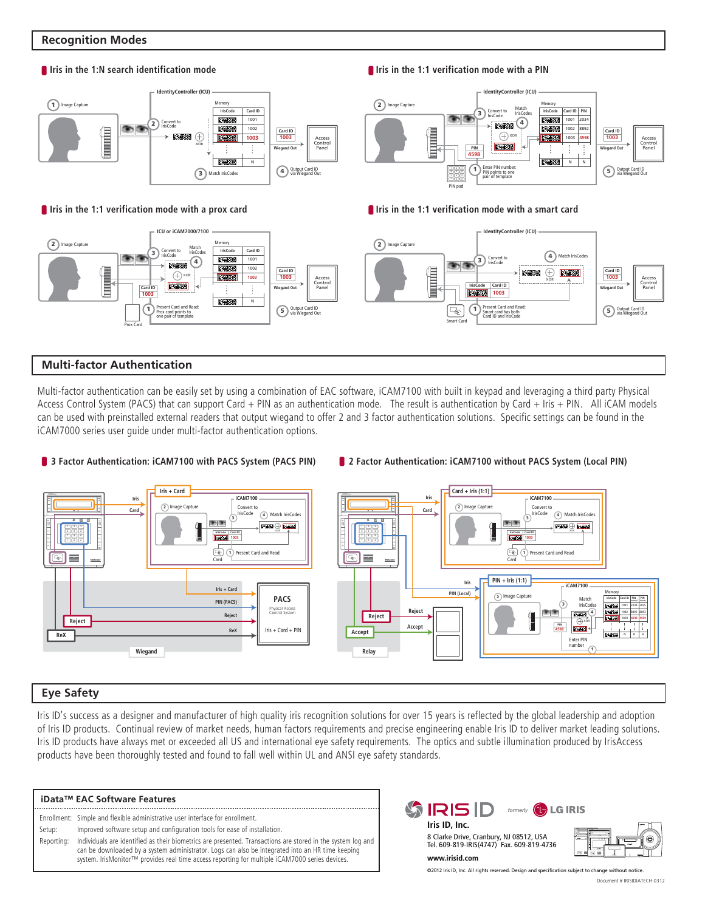## Recognition Modes

### Iris in the 1:N search identification mode

IdentityController (ICU)

1 Image Capture

2 Convert to IrisCode

XOR

Memory

| IrisCode | Card ID |
|---|---|
| | 1001 |
| | 1002 |
| | 1003 |
| | N |

3 Match IrisCodes

Card ID 1003

Wiegand Out

Access Control Panel

4 Output Card ID via Wiegand Out

### Iris in the 1:1 verification mode with a PIN

IdentityController (ICU)

2 Image Capture

3 Convert to IrisCode

Match IrisCodes

4

XOR

PIN 4598

1 Enter PIN number: PIN points to one pair of template

PIN pad

Memory

| IrisCode | Card ID | PIN |
|---|---|---|
| | 1001 | 2034 |
| | 1002 | 8892 |
| | 1003 | 4598 |
| | N | N |

Card ID 1003

Wiegand Out

Access Control Panel

5 Output Card ID via Wiegand Out

### Iris in the 1:1 verification mode with a prox card

ICU or iCAM7000/7100

2 Image Capture

3 Convert to IrisCode

Match IrisCodes

4

XOR

Card ID 1003

1 Present Card and Read: Prox card points to one pair of template

Prox Card

Memory

| IrisCode | Card ID |
|---|---|
| | 1001 |
| | 1002 |
| | 1003 |
| | N |

Card ID 1003

Wiegand Out

Access Control Panel

5 Output Card ID via Wiegand Out

### Iris in the 1:1 verification mode with a smart card

IdentityController (ICU)

2 Image Capture

3 Convert to IrisCode

4 Match IrisCodes

XOR

| IrisCode | Card ID |
|---|---|
| | 1003 |

1 Present Card and Read: Smart card has both Card ID and IrisCode

Smart Card

Card ID 1003

Wiegand Out

Access Control Panel

5 Output Card ID via Wiegand Out

## Multi-factor Authentication

Multi-factor authentication can be easily set by using a combination of EAC software, iCAM7100 with built in keypad and leveraging a third party Physical Access Control System (PACS) that can support Card + PIN as an authentication mode. The result is authentication by Card + Iris + PIN. All iCAM models can be used with preinstalled external readers that output wiegand to offer 2 and 3 factor authentication solutions. Specific settings can be found in the iCAM7000 series user guide under multi-factor authentication options.

### 3 Factor Authentication: iCAM7100 with PACS System (PACS PIN)

Iris

Card

Iris + Card

iCAM7100

2 Image Capture

3 Convert to IrisCode

4 Match IrisCodes

XOR

IrisCode / Card ID 1003

Card

1 Present Card and Read

Iris + Card

PIN (PACS)

Reject

ReX

Reject

ReX

PACS

Physical Access Control System

Iris + Card + PIN

Wiegand

### 2 Factor Authentication: iCAM7100 without PACS System (Local PIN)

Iris

Card

Card + Iris (1:1)

iCAM7100

2 Image Capture

3 Convert to IrisCode

4 Match IrisCodes

XOR

IrisCode / Card ID 1003

Card

1 Present Card and Read

Iris

PIN (Local)

Reject

Accept

Reject

Accept

Relay

PIN + Iris (1:1)

iCAM7100

2 Image Capture

3 Match IrisCodes

4

XOR

PIN 4598

Enter PIN number

1

Memory

| IrisCode | Card ID | PIN | PIN |
|---|---|---|---|
| | 1001 | 2034 | 2035 |
| | 1002 | 8892 | 8893 |
| | 1003 | 4598 | 4599 |
| | N | N | N |

## Eye Safety

Iris ID's success as a designer and manufacturer of high quality iris recognition solutions for over 15 years is reflected by the global leadership and adoption of Iris ID products. Continual review of market needs, human factors requirements and precise engineering enable Iris ID to deliver market leading solutions. Iris ID products have always met or exceeded all US and international eye safety requirements. The optics and subtle illumination produced by IrisAccess products have been thoroughly tested and found to fall well within UL and ANSI eye safety standards.

### iData™ EAC Software Features

| | |
|---|---|
| Enrollment: | Simple and flexible administrative user interface for enrollment. |
| Setup: | Improved software setup and configuration tools for ease of installation. |
| Reporting: | Individuals are identified as their biometrics are presented. Transactions are stored in the system log and can be downloaded by a system administrator. Logs can also be integrated into an HR time keeping system. IrisMonitor™ provides real time access reporting for multiple iCAM7000 series devices. |

IRIS ID formerly LG IRIS

**Iris ID, Inc.**

8 Clarke Drive, Cranbury, NJ 08512, USA
Tel. 609-819-IRIS(4747) Fax. 609-819-4736

**www.irisid.com**

©2012 Iris ID, Inc. All rights reserved. Design and specification subject to change without notice.

Document # IRISIDIATECH-0312